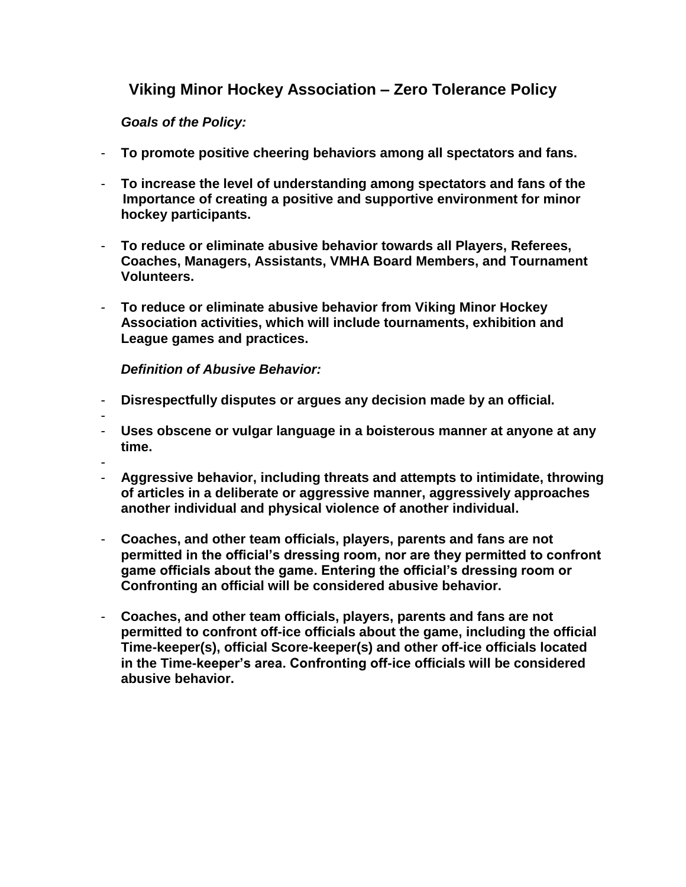# Viking Minor Hockey Association – Zero Tolerance Policy

***Goals of the Policy:***

- **To promote positive cheering behaviors among all spectators and fans.**
- **To increase the level of understanding among spectators and fans of the Importance of creating a positive and supportive environment for minor hockey participants.**
- **To reduce or eliminate abusive behavior towards all Players, Referees, Coaches, Managers, Assistants, VMHA Board Members, and Tournament Volunteers.**
- **To reduce or eliminate abusive behavior from Viking Minor Hockey Association activities, which will include tournaments, exhibition and League games and practices.**

***Definition of Abusive Behavior:***

- **Disrespectfully disputes or argues any decision made by an official.**
- **Uses obscene or vulgar language in a boisterous manner at anyone at any time.**
- **Aggressive behavior, including threats and attempts to intimidate, throwing of articles in a deliberate or aggressive manner, aggressively approaches another individual and physical violence of another individual.**
- **Coaches, and other team officials, players, parents and fans are not permitted in the official's dressing room, nor are they permitted to confront game officials about the game. Entering the official's dressing room or Confronting an official will be considered abusive behavior.**
- **Coaches, and other team officials, players, parents and fans are not permitted to confront off-ice officials about the game, including the official Time-keeper(s), official Score-keeper(s) and other off-ice officials located in the Time-keeper's area. Confronting off-ice officials will be considered abusive behavior.**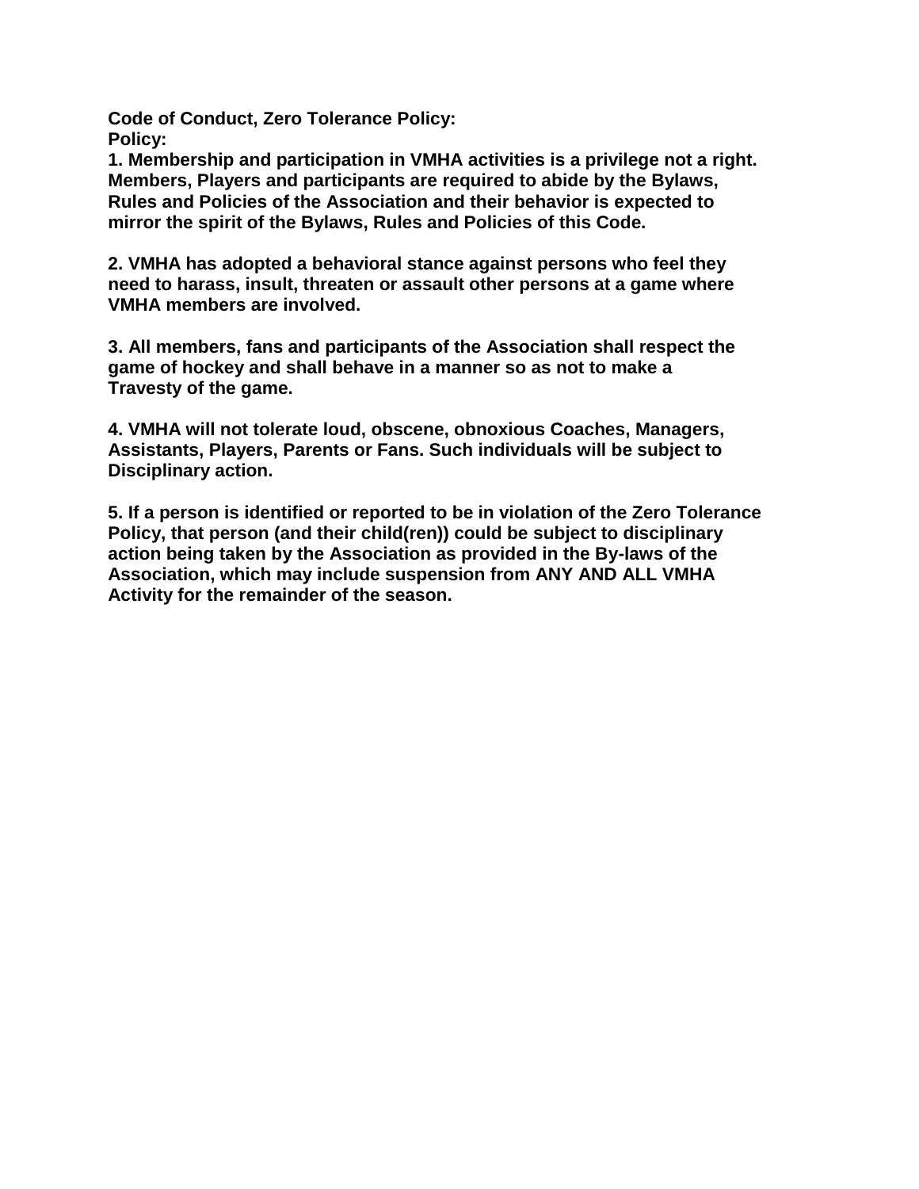**Code of Conduct, Zero Tolerance Policy:**
**Policy:**

1. **Membership and participation in VMHA activities is a privilege not a right. Members, Players and participants are required to abide by the Bylaws, Rules and Policies of the Association and their behavior is expected to mirror the spirit of the Bylaws, Rules and Policies of this Code.**

2. **VMHA has adopted a behavioral stance against persons who feel they need to harass, insult, threaten or assault other persons at a game where VMHA members are involved.**

3. **All members, fans and participants of the Association shall respect the game of hockey and shall behave in a manner so as not to make a Travesty of the game.**

4. **VMHA will not tolerate loud, obscene, obnoxious Coaches, Managers, Assistants, Players, Parents or Fans. Such individuals will be subject to Disciplinary action.**

5. **If a person is identified or reported to be in violation of the Zero Tolerance Policy, that person (and their child(ren)) could be subject to disciplinary action being taken by the Association as provided in the By-laws of the Association, which may include suspension from ANY AND ALL VMHA Activity for the remainder of the season.**